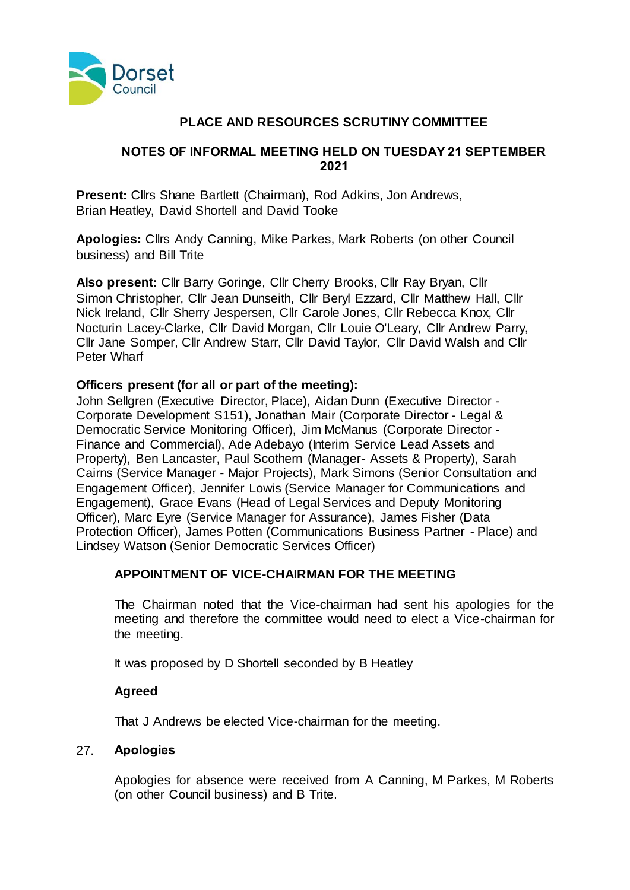Dorset Council

# PLACE AND RESOURCES SCRUTINY COMMITTEE

## NOTES OF INFORMAL MEETING HELD ON TUESDAY 21 SEPTEMBER 2021

**Present:** Cllrs Shane Bartlett (Chairman), Rod Adkins, Jon Andrews, Brian Heatley, David Shortell and David Tooke

**Apologies:** Cllrs Andy Canning, Mike Parkes, Mark Roberts (on other Council business) and Bill Trite

**Also present:** Cllr Barry Goringe, Cllr Cherry Brooks, Cllr Ray Bryan, Cllr Simon Christopher, Cllr Jean Dunseith, Cllr Beryl Ezzard, Cllr Matthew Hall, Cllr Nick Ireland, Cllr Sherry Jespersen, Cllr Carole Jones, Cllr Rebecca Knox, Cllr Nocturin Lacey-Clarke, Cllr David Morgan, Cllr Louie O'Leary, Cllr Andrew Parry, Cllr Jane Somper, Cllr Andrew Starr, Cllr David Taylor, Cllr David Walsh and Cllr Peter Wharf

**Officers present (for all or part of the meeting):**
John Sellgren (Executive Director, Place), Aidan Dunn (Executive Director - Corporate Development S151), Jonathan Mair (Corporate Director - Legal & Democratic Service Monitoring Officer), Jim McManus (Corporate Director - Finance and Commercial), Ade Adebayo (Interim Service Lead Assets and Property), Ben Lancaster, Paul Scothern (Manager- Assets & Property), Sarah Cairns (Service Manager - Major Projects), Mark Simons (Senior Consultation and Engagement Officer), Jennifer Lowis (Service Manager for Communications and Engagement), Grace Evans (Head of Legal Services and Deputy Monitoring Officer), Marc Eyre (Service Manager for Assurance), James Fisher (Data Protection Officer), James Potten (Communications Business Partner - Place) and Lindsey Watson (Senior Democratic Services Officer)

### APPOINTMENT OF VICE-CHAIRMAN FOR THE MEETING

The Chairman noted that the Vice-chairman had sent his apologies for the meeting and therefore the committee would need to elect a Vice-chairman for the meeting.

It was proposed by D Shortell seconded by B Heatley

**Agreed**

That J Andrews be elected Vice-chairman for the meeting.

### 27. Apologies

Apologies for absence were received from A Canning, M Parkes, M Roberts (on other Council business) and B Trite.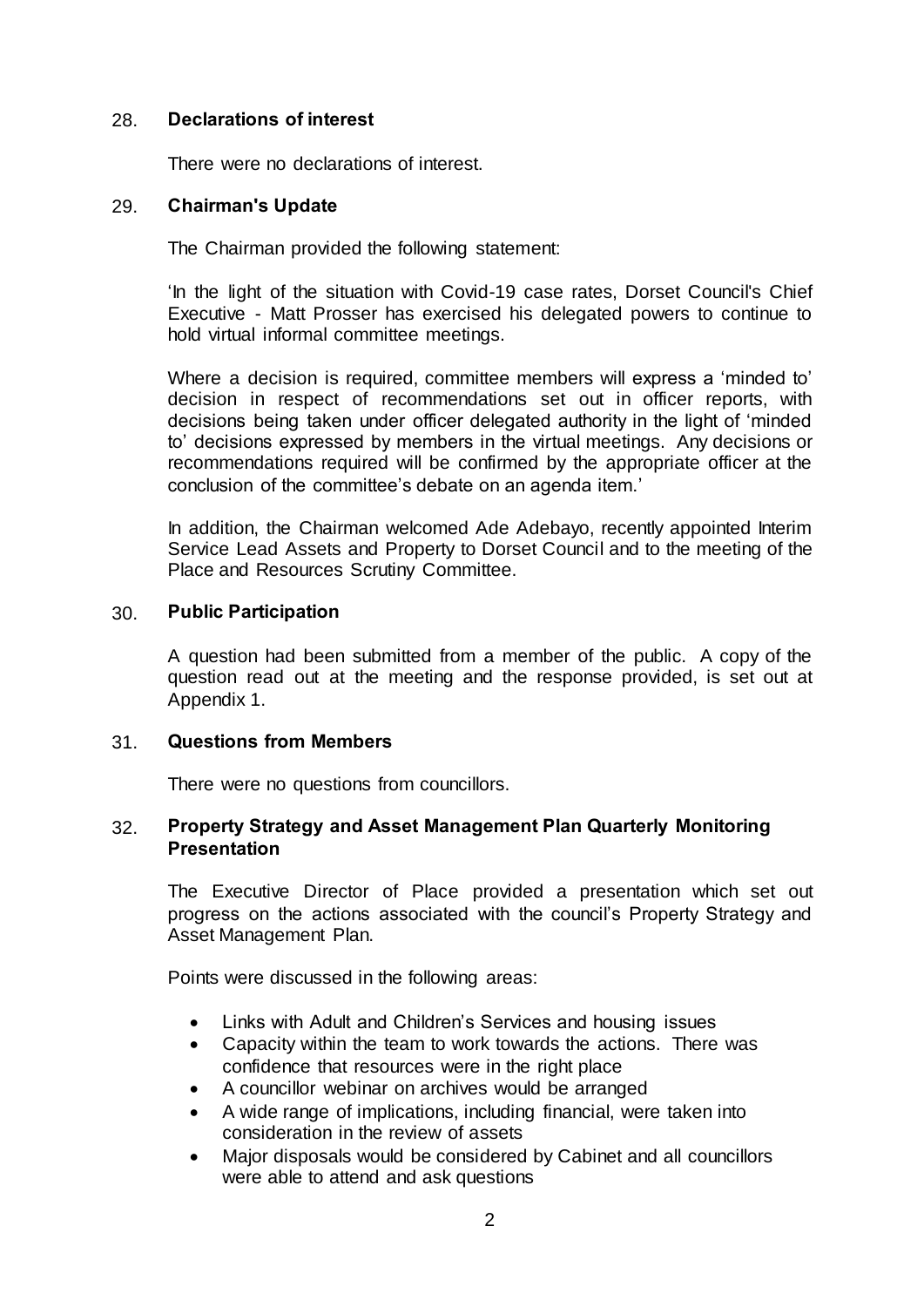## 28. Declarations of interest

There were no declarations of interest.

## 29. Chairman's Update

The Chairman provided the following statement:

'In the light of the situation with Covid-19 case rates, Dorset Council's Chief Executive - Matt Prosser has exercised his delegated powers to continue to hold virtual informal committee meetings.

Where a decision is required, committee members will express a 'minded to' decision in respect of recommendations set out in officer reports, with decisions being taken under officer delegated authority in the light of 'minded to' decisions expressed by members in the virtual meetings. Any decisions or recommendations required will be confirmed by the appropriate officer at the conclusion of the committee's debate on an agenda item.'

In addition, the Chairman welcomed Ade Adebayo, recently appointed Interim Service Lead Assets and Property to Dorset Council and to the meeting of the Place and Resources Scrutiny Committee.

## 30. Public Participation

A question had been submitted from a member of the public. A copy of the question read out at the meeting and the response provided, is set out at Appendix 1.

## 31. Questions from Members

There were no questions from councillors.

## 32. Property Strategy and Asset Management Plan Quarterly Monitoring Presentation

The Executive Director of Place provided a presentation which set out progress on the actions associated with the council's Property Strategy and Asset Management Plan.

Points were discussed in the following areas:

- Links with Adult and Children's Services and housing issues
- Capacity within the team to work towards the actions. There was confidence that resources were in the right place
- A councillor webinar on archives would be arranged
- A wide range of implications, including financial, were taken into consideration in the review of assets
- Major disposals would be considered by Cabinet and all councillors were able to attend and ask questions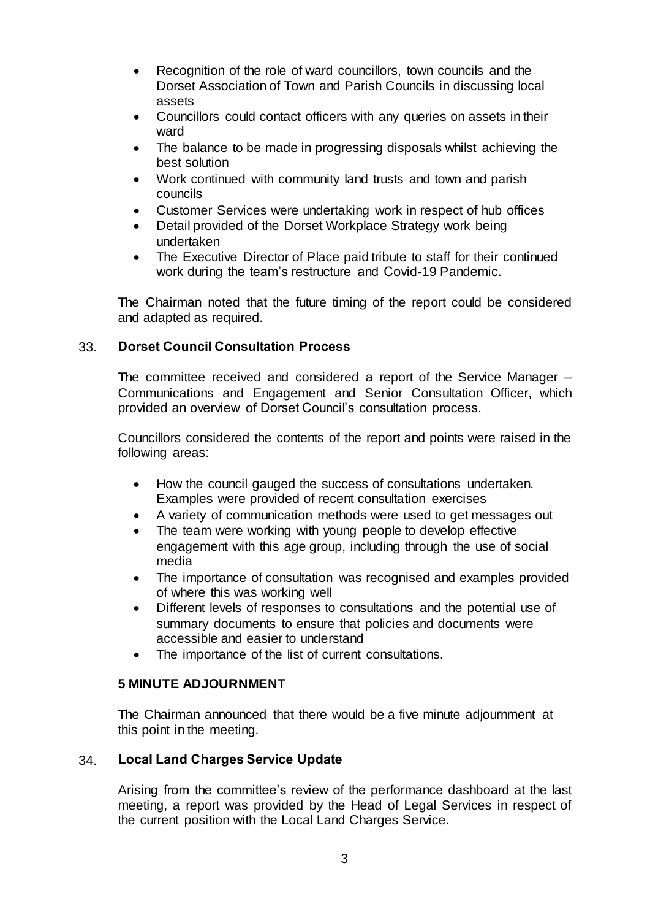- Recognition of the role of ward councillors, town councils and the Dorset Association of Town and Parish Councils in discussing local assets
- Councillors could contact officers with any queries on assets in their ward
- The balance to be made in progressing disposals whilst achieving the best solution
- Work continued with community land trusts and town and parish councils
- Customer Services were undertaking work in respect of hub offices
- Detail provided of the Dorset Workplace Strategy work being undertaken
- The Executive Director of Place paid tribute to staff for their continued work during the team's restructure and Covid-19 Pandemic.

The Chairman noted that the future timing of the report could be considered and adapted as required.

## 33. Dorset Council Consultation Process

The committee received and considered a report of the Service Manager – Communications and Engagement and Senior Consultation Officer, which provided an overview of Dorset Council's consultation process.

Councillors considered the contents of the report and points were raised in the following areas:

- How the council gauged the success of consultations undertaken. Examples were provided of recent consultation exercises
- A variety of communication methods were used to get messages out
- The team were working with young people to develop effective engagement with this age group, including through the use of social media
- The importance of consultation was recognised and examples provided of where this was working well
- Different levels of responses to consultations and the potential use of summary documents to ensure that policies and documents were accessible and easier to understand
- The importance of the list of current consultations.

**5 MINUTE ADJOURNMENT**

The Chairman announced that there would be a five minute adjournment at this point in the meeting.

## 34. Local Land Charges Service Update

Arising from the committee's review of the performance dashboard at the last meeting, a report was provided by the Head of Legal Services in respect of the current position with the Local Land Charges Service.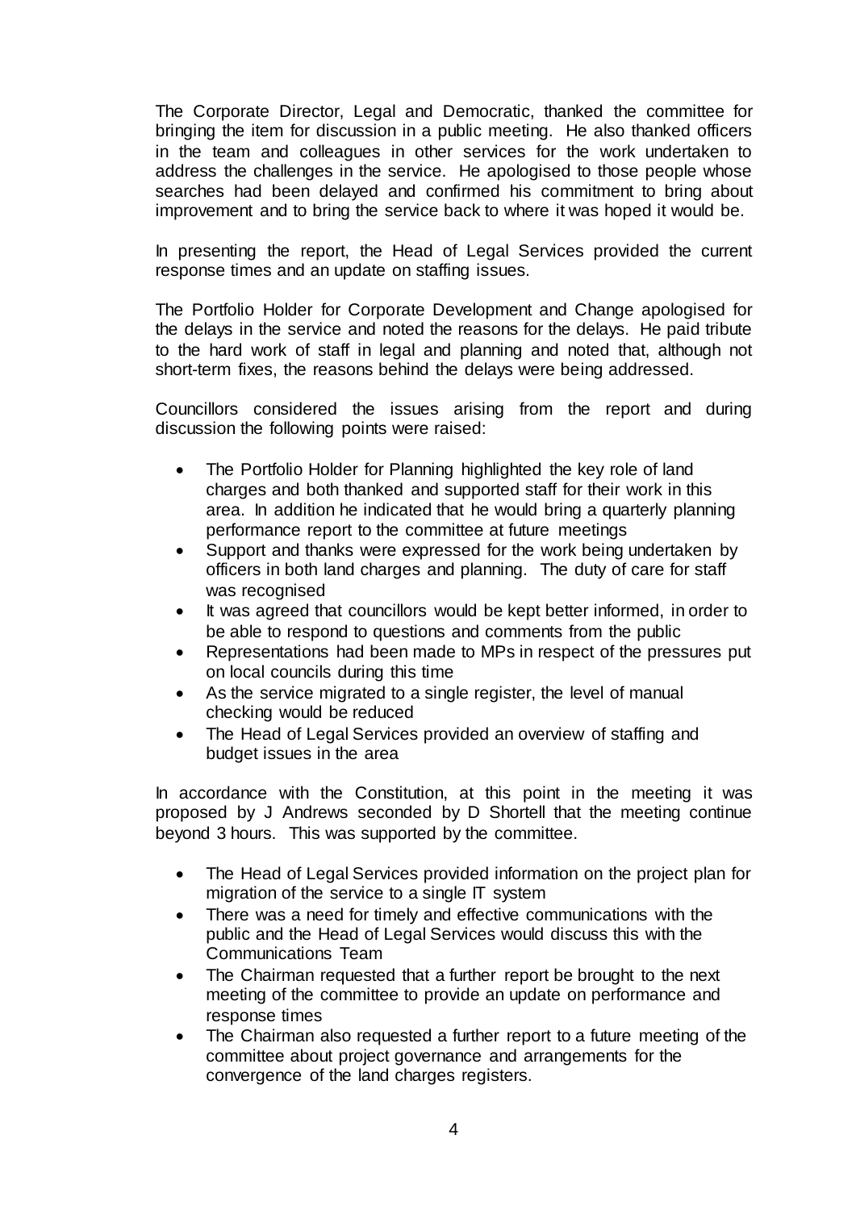The Corporate Director, Legal and Democratic, thanked the committee for bringing the item for discussion in a public meeting. He also thanked officers in the team and colleagues in other services for the work undertaken to address the challenges in the service. He apologised to those people whose searches had been delayed and confirmed his commitment to bring about improvement and to bring the service back to where it was hoped it would be.

In presenting the report, the Head of Legal Services provided the current response times and an update on staffing issues.

The Portfolio Holder for Corporate Development and Change apologised for the delays in the service and noted the reasons for the delays. He paid tribute to the hard work of staff in legal and planning and noted that, although not short-term fixes, the reasons behind the delays were being addressed.

Councillors considered the issues arising from the report and during discussion the following points were raised:

- The Portfolio Holder for Planning highlighted the key role of land charges and both thanked and supported staff for their work in this area. In addition he indicated that he would bring a quarterly planning performance report to the committee at future meetings
- Support and thanks were expressed for the work being undertaken by officers in both land charges and planning. The duty of care for staff was recognised
- It was agreed that councillors would be kept better informed, in order to be able to respond to questions and comments from the public
- Representations had been made to MPs in respect of the pressures put on local councils during this time
- As the service migrated to a single register, the level of manual checking would be reduced
- The Head of Legal Services provided an overview of staffing and budget issues in the area

In accordance with the Constitution, at this point in the meeting it was proposed by J Andrews seconded by D Shortell that the meeting continue beyond 3 hours. This was supported by the committee.

- The Head of Legal Services provided information on the project plan for migration of the service to a single IT system
- There was a need for timely and effective communications with the public and the Head of Legal Services would discuss this with the Communications Team
- The Chairman requested that a further report be brought to the next meeting of the committee to provide an update on performance and response times
- The Chairman also requested a further report to a future meeting of the committee about project governance and arrangements for the convergence of the land charges registers.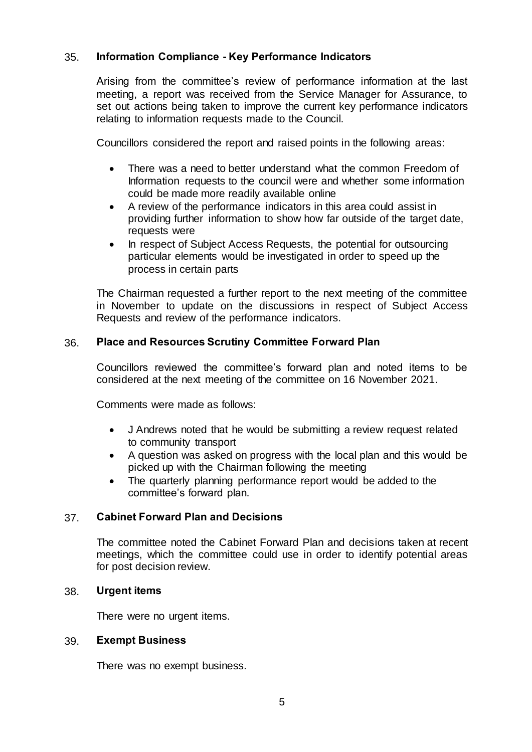## 35. Information Compliance - Key Performance Indicators

Arising from the committee's review of performance information at the last meeting, a report was received from the Service Manager for Assurance, to set out actions being taken to improve the current key performance indicators relating to information requests made to the Council.

Councillors considered the report and raised points in the following areas:

- There was a need to better understand what the common Freedom of Information requests to the council were and whether some information could be made more readily available online
- A review of the performance indicators in this area could assist in providing further information to show how far outside of the target date, requests were
- In respect of Subject Access Requests, the potential for outsourcing particular elements would be investigated in order to speed up the process in certain parts

The Chairman requested a further report to the next meeting of the committee in November to update on the discussions in respect of Subject Access Requests and review of the performance indicators.

## 36. Place and Resources Scrutiny Committee Forward Plan

Councillors reviewed the committee's forward plan and noted items to be considered at the next meeting of the committee on 16 November 2021.

Comments were made as follows:

- J Andrews noted that he would be submitting a review request related to community transport
- A question was asked on progress with the local plan and this would be picked up with the Chairman following the meeting
- The quarterly planning performance report would be added to the committee's forward plan.

## 37. Cabinet Forward Plan and Decisions

The committee noted the Cabinet Forward Plan and decisions taken at recent meetings, which the committee could use in order to identify potential areas for post decision review.

## 38. Urgent items

There were no urgent items.

## 39. Exempt Business

There was no exempt business.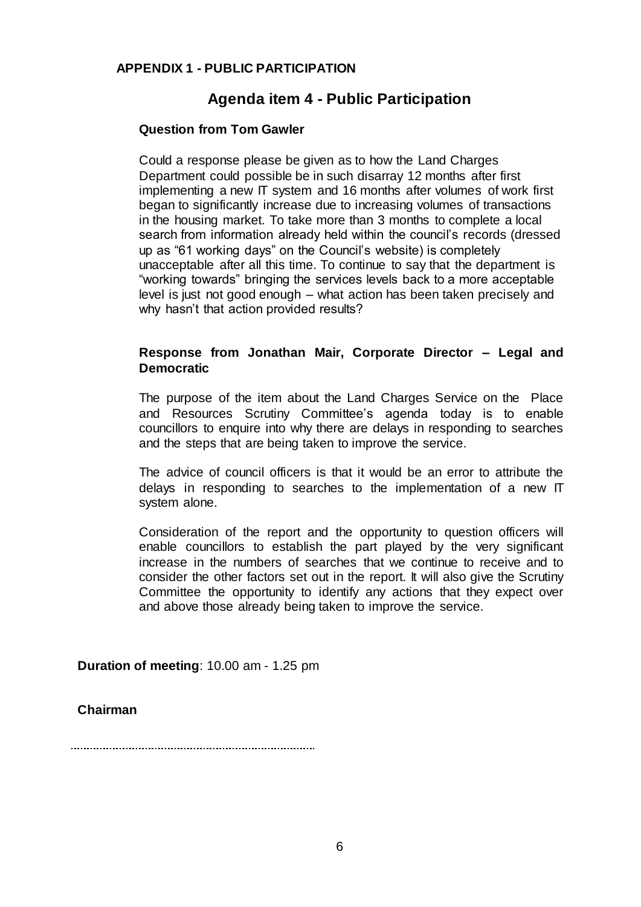**APPENDIX 1 - PUBLIC PARTICIPATION**

## Agenda item 4 - Public Participation

**Question from Tom Gawler**

Could a response please be given as to how the Land Charges Department could possible be in such disarray 12 months after first implementing a new IT system and 16 months after volumes of work first began to significantly increase due to increasing volumes of transactions in the housing market. To take more than 3 months to complete a local search from information already held within the council's records (dressed up as "61 working days" on the Council's website) is completely unacceptable after all this time. To continue to say that the department is "working towards" bringing the services levels back to a more acceptable level is just not good enough – what action has been taken precisely and why hasn't that action provided results?

**Response from Jonathan Mair, Corporate Director – Legal and Democratic**

The purpose of the item about the Land Charges Service on the Place and Resources Scrutiny Committee's agenda today is to enable councillors to enquire into why there are delays in responding to searches and the steps that are being taken to improve the service.

The advice of council officers is that it would be an error to attribute the delays in responding to searches to the implementation of a new IT system alone.

Consideration of the report and the opportunity to question officers will enable councillors to establish the part played by the very significant increase in the numbers of searches that we continue to receive and to consider the other factors set out in the report. It will also give the Scrutiny Committee the opportunity to identify any actions that they expect over and above those already being taken to improve the service.

**Duration of meeting**: 10.00 am - 1.25 pm

**Chairman**

........................................................................................